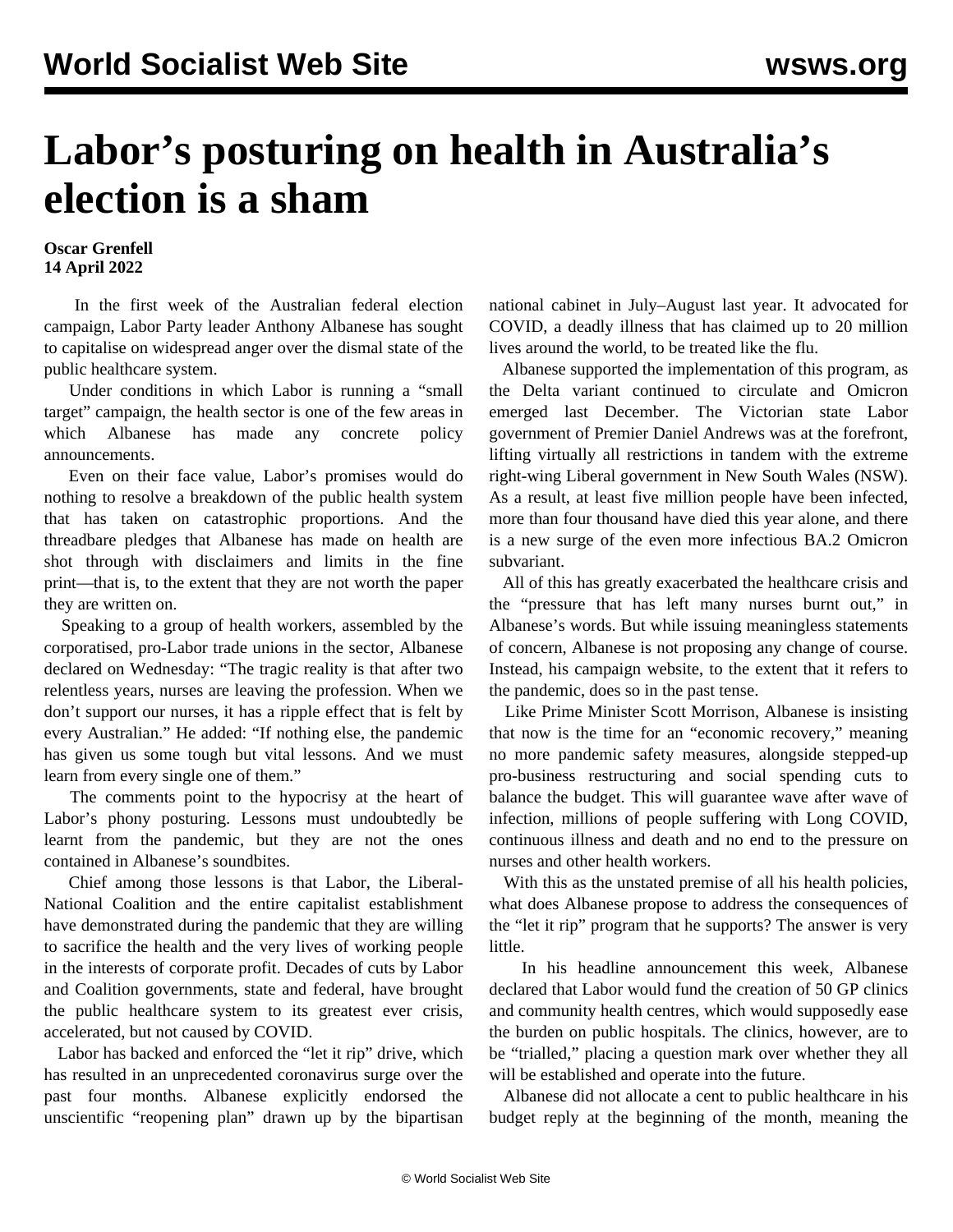# Labor's posturing on health in Australia's election is a sham

**Oscar Grenfell**
**14 April 2022**

In the first week of the Australian federal election campaign, Labor Party leader Anthony Albanese has sought to capitalise on widespread anger over the dismal state of the public healthcare system.

Under conditions in which Labor is running a "small target" campaign, the health sector is one of the few areas in which Albanese has made any concrete policy announcements.

Even on their face value, Labor's promises would do nothing to resolve a breakdown of the public health system that has taken on catastrophic proportions. And the threadbare pledges that Albanese has made on health are shot through with disclaimers and limits in the fine print—that is, to the extent that they are not worth the paper they are written on.

Speaking to a group of health workers, assembled by the corporatised, pro-Labor trade unions in the sector, Albanese declared on Wednesday: "The tragic reality is that after two relentless years, nurses are leaving the profession. When we don't support our nurses, it has a ripple effect that is felt by every Australian." He added: "If nothing else, the pandemic has given us some tough but vital lessons. And we must learn from every single one of them."

The comments point to the hypocrisy at the heart of Labor's phony posturing. Lessons must undoubtedly be learnt from the pandemic, but they are not the ones contained in Albanese's soundbites.

Chief among those lessons is that Labor, the Liberal-National Coalition and the entire capitalist establishment have demonstrated during the pandemic that they are willing to sacrifice the health and the very lives of working people in the interests of corporate profit. Decades of cuts by Labor and Coalition governments, state and federal, have brought the public healthcare system to its greatest ever crisis, accelerated, but not caused by COVID.

Labor has backed and enforced the "let it rip" drive, which has resulted in an unprecedented coronavirus surge over the past four months. Albanese explicitly endorsed the unscientific "reopening plan" drawn up by the bipartisan national cabinet in July–August last year. It advocated for COVID, a deadly illness that has claimed up to 20 million lives around the world, to be treated like the flu.

Albanese supported the implementation of this program, as the Delta variant continued to circulate and Omicron emerged last December. The Victorian state Labor government of Premier Daniel Andrews was at the forefront, lifting virtually all restrictions in tandem with the extreme right-wing Liberal government in New South Wales (NSW). As a result, at least five million people have been infected, more than four thousand have died this year alone, and there is a new surge of the even more infectious BA.2 Omicron subvariant.

All of this has greatly exacerbated the healthcare crisis and the "pressure that has left many nurses burnt out," in Albanese's words. But while issuing meaningless statements of concern, Albanese is not proposing any change of course. Instead, his campaign website, to the extent that it refers to the pandemic, does so in the past tense.

Like Prime Minister Scott Morrison, Albanese is insisting that now is the time for an "economic recovery," meaning no more pandemic safety measures, alongside stepped-up pro-business restructuring and social spending cuts to balance the budget. This will guarantee wave after wave of infection, millions of people suffering with Long COVID, continuous illness and death and no end to the pressure on nurses and other health workers.

With this as the unstated premise of all his health policies, what does Albanese propose to address the consequences of the "let it rip" program that he supports? The answer is very little.

In his headline announcement this week, Albanese declared that Labor would fund the creation of 50 GP clinics and community health centres, which would supposedly ease the burden on public hospitals. The clinics, however, are to be "trialled," placing a question mark over whether they all will be established and operate into the future.

Albanese did not allocate a cent to public healthcare in his budget reply at the beginning of the month, meaning the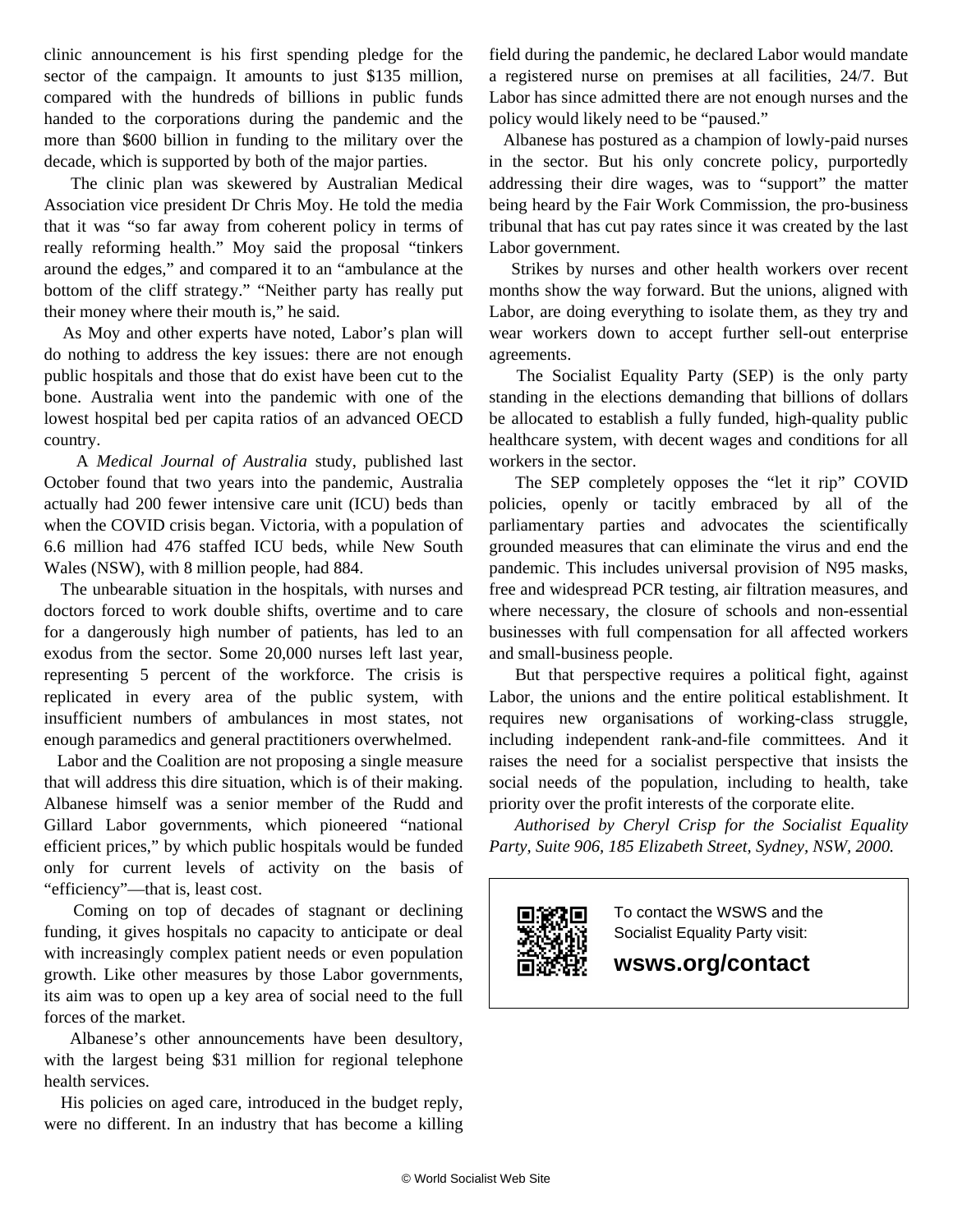clinic announcement is his first spending pledge for the sector of the campaign. It amounts to just $135 million, compared with the hundreds of billions in public funds handed to the corporations during the pandemic and the more than $600 billion in funding to the military over the decade, which is supported by both of the major parties.

The clinic plan was skewered by Australian Medical Association vice president Dr Chris Moy. He told the media that it was "so far away from coherent policy in terms of really reforming health." Moy said the proposal "tinkers around the edges," and compared it to an "ambulance at the bottom of the cliff strategy." "Neither party has really put their money where their mouth is," he said.

As Moy and other experts have noted, Labor's plan will do nothing to address the key issues: there are not enough public hospitals and those that do exist have been cut to the bone. Australia went into the pandemic with one of the lowest hospital bed per capita ratios of an advanced OECD country.

A *Medical Journal of Australia* study, published last October found that two years into the pandemic, Australia actually had 200 fewer intensive care unit (ICU) beds than when the COVID crisis began. Victoria, with a population of 6.6 million had 476 staffed ICU beds, while New South Wales (NSW), with 8 million people, had 884.

The unbearable situation in the hospitals, with nurses and doctors forced to work double shifts, overtime and to care for a dangerously high number of patients, has led to an exodus from the sector. Some 20,000 nurses left last year, representing 5 percent of the workforce. The crisis is replicated in every area of the public system, with insufficient numbers of ambulances in most states, not enough paramedics and general practitioners overwhelmed.

Labor and the Coalition are not proposing a single measure that will address this dire situation, which is of their making. Albanese himself was a senior member of the Rudd and Gillard Labor governments, which pioneered "national efficient prices," by which public hospitals would be funded only for current levels of activity on the basis of "efficiency"—that is, least cost.

Coming on top of decades of stagnant or declining funding, it gives hospitals no capacity to anticipate or deal with increasingly complex patient needs or even population growth. Like other measures by those Labor governments, its aim was to open up a key area of social need to the full forces of the market.

Albanese's other announcements have been desultory, with the largest being $31 million for regional telephone health services.

His policies on aged care, introduced in the budget reply, were no different. In an industry that has become a killing field during the pandemic, he declared Labor would mandate a registered nurse on premises at all facilities, 24/7. But Labor has since admitted there are not enough nurses and the policy would likely need to be "paused."

Albanese has postured as a champion of lowly-paid nurses in the sector. But his only concrete policy, purportedly addressing their dire wages, was to "support" the matter being heard by the Fair Work Commission, the pro-business tribunal that has cut pay rates since it was created by the last Labor government.

Strikes by nurses and other health workers over recent months show the way forward. But the unions, aligned with Labor, are doing everything to isolate them, as they try and wear workers down to accept further sell-out enterprise agreements.

The Socialist Equality Party (SEP) is the only party standing in the elections demanding that billions of dollars be allocated to establish a fully funded, high-quality public healthcare system, with decent wages and conditions for all workers in the sector.

The SEP completely opposes the "let it rip" COVID policies, openly or tacitly embraced by all of the parliamentary parties and advocates the scientifically grounded measures that can eliminate the virus and end the pandemic. This includes universal provision of N95 masks, free and widespread PCR testing, air filtration measures, and where necessary, the closure of schools and non-essential businesses with full compensation for all affected workers and small-business people.

But that perspective requires a political fight, against Labor, the unions and the entire political establishment. It requires new organisations of working-class struggle, including independent rank-and-file committees. And it raises the need for a socialist perspective that insists the social needs of the population, including to health, take priority over the profit interests of the corporate elite.

*Authorised by Cheryl Crisp for the Socialist Equality Party, Suite 906, 185 Elizabeth Street, Sydney, NSW, 2000.*

To contact the WSWS and the Socialist Equality Party visit:

**wsws.org/contact**